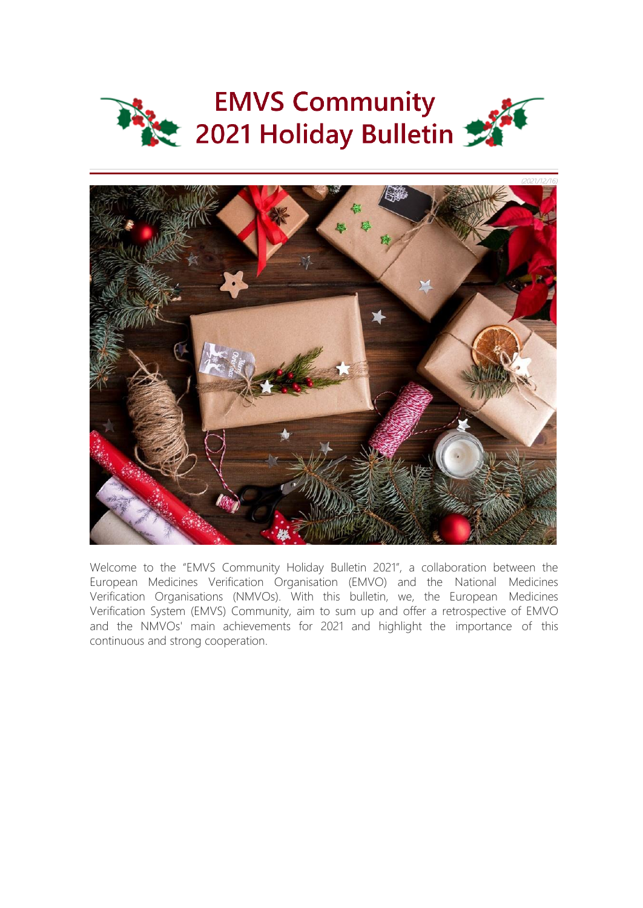# EMVS Community 2021 Holiday Bulletin

*(2021/12/16)*

Welcome to the "EMVS Community Holiday Bulletin 2021", a collaboration between the European Medicines Verification Organisation (EMVO) and the National Medicines Verification Organisations (NMVOs). With this bulletin, we, the European Medicines Verification System (EMVS) Community, aim to sum up and offer a retrospective of EMVO and the NMVOs' main achievements for 2021 and highlight the importance of this continuous and strong cooperation.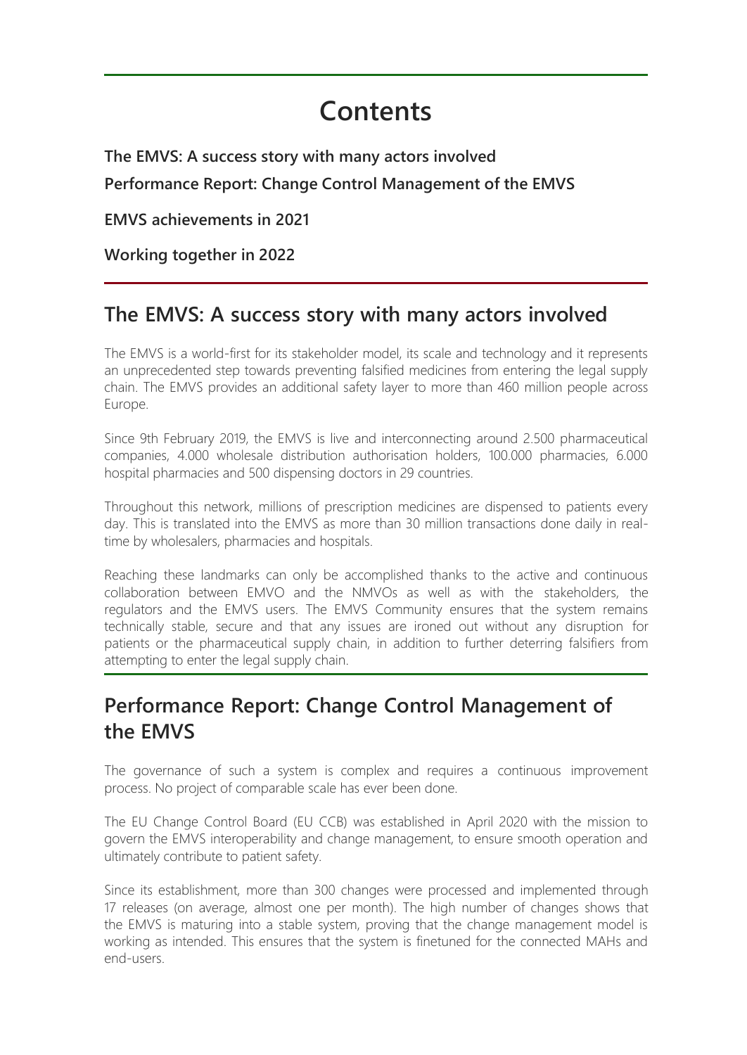# Contents

**The EMVS: A success story with many actors involved**

**Performance Report: Change Control Management of the EMVS**

**EMVS achievements in 2021**

**Working together in 2022**

## The EMVS: A success story with many actors involved

The EMVS is a world-first for its stakeholder model, its scale and technology and it represents an unprecedented step towards preventing falsified medicines from entering the legal supply chain. The EMVS provides an additional safety layer to more than 460 million people across Europe.

Since 9th February 2019, the EMVS is live and interconnecting around 2.500 pharmaceutical companies, 4.000 wholesale distribution authorisation holders, 100.000 pharmacies, 6.000 hospital pharmacies and 500 dispensing doctors in 29 countries.

Throughout this network, millions of prescription medicines are dispensed to patients every day. This is translated into the EMVS as more than 30 million transactions done daily in real-time by wholesalers, pharmacies and hospitals.

Reaching these landmarks can only be accomplished thanks to the active and continuous collaboration between EMVO and the NMVOs as well as with the stakeholders, the regulators and the EMVS users. The EMVS Community ensures that the system remains technically stable, secure and that any issues are ironed out without any disruption for patients or the pharmaceutical supply chain, in addition to further deterring falsifiers from attempting to enter the legal supply chain.

## Performance Report: Change Control Management of the EMVS

The governance of such a system is complex and requires a continuous improvement process. No project of comparable scale has ever been done.

The EU Change Control Board (EU CCB) was established in April 2020 with the mission to govern the EMVS interoperability and change management, to ensure smooth operation and ultimately contribute to patient safety.

Since its establishment, more than 300 changes were processed and implemented through 17 releases (on average, almost one per month). The high number of changes shows that the EMVS is maturing into a stable system, proving that the change management model is working as intended. This ensures that the system is finetuned for the connected MAHs and end-users.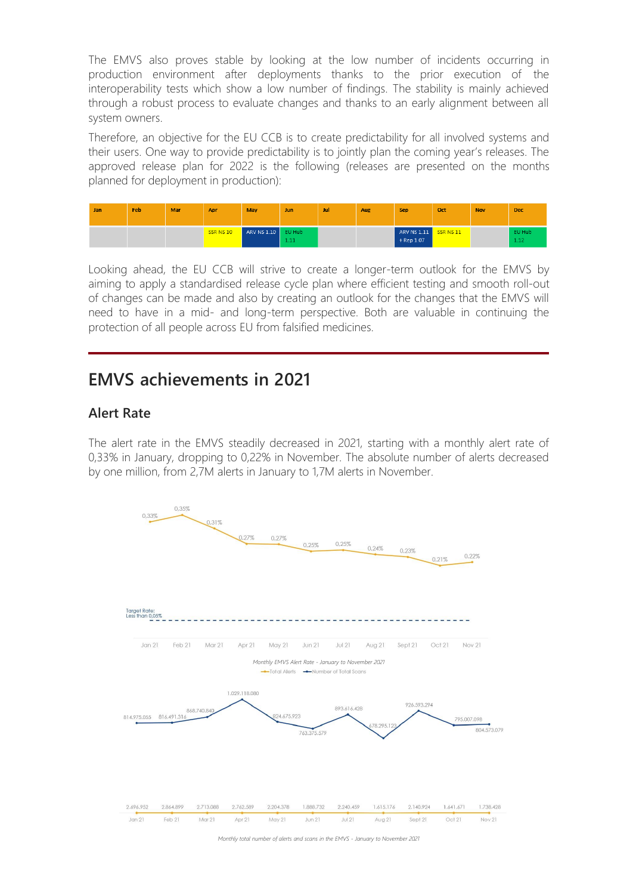The EMVS also proves stable by looking at the low number of incidents occurring in production environment after deployments thanks to the prior execution of the interoperability tests which show a low number of findings. The stability is mainly achieved through a robust process to evaluate changes and thanks to an early alignment between all system owners.

Therefore, an objective for the EU CCB is to create predictability for all involved systems and their users. One way to provide predictability is to jointly plan the coming year's releases. The approved release plan for 2022 is the following (releases are presented on the months planned for deployment in production):

| Jan | Feb | Mar | Apr | May | Jun | Jul | Aug | Sep | Oct | Nov | Dec |
|---|---|---|---|---|---|---|---|---|---|---|---|
| | | | SSR NS 10 | ARV NS 1.10 | EU Hub 1.11 | | | ARV NS 1.11 + Rep 1.07 | SSR NS 11 | | EU Hub 1.12 |

Looking ahead, the EU CCB will strive to create a longer-term outlook for the EMVS by aiming to apply a standardised release cycle plan where efficient testing and smooth roll-out of changes can be made and also by creating an outlook for the changes that the EMVS will need to have in a mid- and long-term perspective. Both are valuable in continuing the protection of all people across EU from falsified medicines.

## EMVS achievements in 2021

### Alert Rate

The alert rate in the EMVS steadily decreased in 2021, starting with a monthly alert rate of 0,33% in January, dropping to 0,22% in November. The absolute number of alerts decreased by one million, from 2,7M alerts in January to 1,7M alerts in November.

| | Jan 21 | Feb 21 | Mar 21 | Apr 21 | May 21 | Jun 21 | Jul 21 | Aug 21 | Sept 21 | Oct 21 | Nov 21 |
|---|---|---|---|---|---|---|---|---|---|---|---|
| Alert rate | 0,33% | 0,35% | 0,31% | 0,27% | 0,27% | 0,25% | 0,25% | 0,24% | 0,23% | 0,21% | 0,22% |

Target Rate: Less than 0,05%

*Monthly EMVS Alert Rate - January to November 2021*

| | Jan 21 | Feb 21 | Mar 21 | Apr 21 | May 21 | Jun 21 | Jul 21 | Aug 21 | Sept 21 | Oct 21 | Nov 21 |
|---|---|---|---|---|---|---|---|---|---|---|---|
| Number of Total Scans | 814.975.055 | 816.491.316 | 868.740.840 | 1.029.118.080 | 824.675.923 | 763.375.579 | 893.616.428 | 678.295.123 | 926.593.294 | 795.007.098 | 804.573.079 |
| Total Alerts | 2.696.952 | 2.864.899 | 2.713.088 | 2.762.589 | 2.204.378 | 1.888.732 | 2.240.459 | 1.615.176 | 2.140.924 | 1.641.671 | 1.738.428 |

*Monthly total number of alerts and scans in the EMVS - January to November 2021*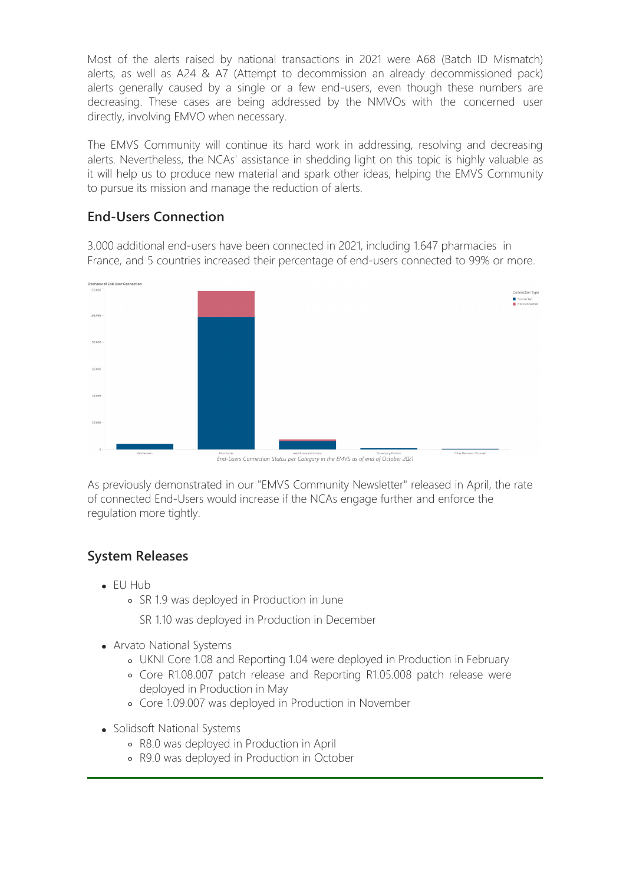Most of the alerts raised by national transactions in 2021 were A68 (Batch ID Mismatch) alerts, as well as A24 & A7 (Attempt to decommission an already decommissioned pack) alerts generally caused by a single or a few end-users, even though these numbers are decreasing. These cases are being addressed by the NMVOs with the concerned user directly, involving EMVO when necessary.

The EMVS Community will continue its hard work in addressing, resolving and decreasing alerts. Nevertheless, the NCAs' assistance in shedding light on this topic is highly valuable as it will help us to produce new material and spark other ideas, helping the EMVS Community to pursue its mission and manage the reduction of alerts.

## End-Users Connection

3.000 additional end-users have been connected in 2021, including 1.647 pharmacies in France, and 5 countries increased their percentage of end-users connected to 99% or more.

*End-Users Connection Status per Category in the EMVS as of end of October 2021*

As previously demonstrated in our "EMVS Community Newsletter" released in April, the rate of connected End-Users would increase if the NCAs engage further and enforce the regulation more tightly.

## System Releases

- EU Hub
  - SR 1.9 was deployed in Production in June

    SR 1.10 was deployed in Production in December
- Arvato National Systems
  - UKNI Core 1.08 and Reporting 1.04 were deployed in Production in February
  - Core R1.08.007 patch release and Reporting R1.05.008 patch release were deployed in Production in May
  - Core 1.09.007 was deployed in Production in November
- Solidsoft National Systems
  - R8.0 was deployed in Production in April
  - R9.0 was deployed in Production in October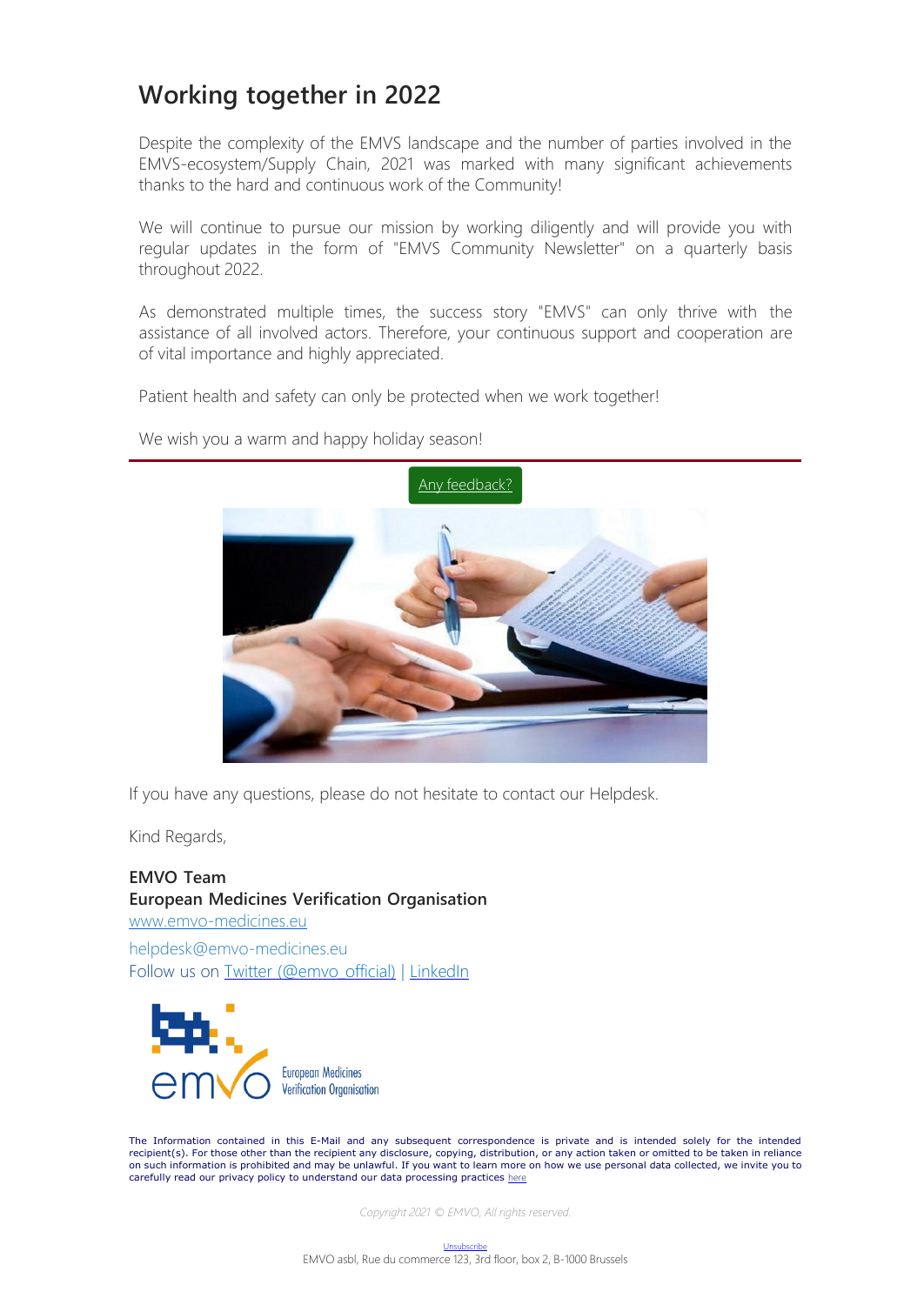## Working together in 2022

Despite the complexity of the EMVS landscape and the number of parties involved in the EMVS-ecosystem/Supply Chain, 2021 was marked with many significant achievements thanks to the hard and continuous work of the Community!

We will continue to pursue our mission by working diligently and will provide you with regular updates in the form of "EMVS Community Newsletter" on a quarterly basis throughout 2022.

As demonstrated multiple times, the success story "EMVS" can only thrive with the assistance of all involved actors. Therefore, your continuous support and cooperation are of vital importance and highly appreciated.

Patient health and safety can only be protected when we work together!

We wish you a warm and happy holiday season!

---

Any feedback?

If you have any questions, please do not hesitate to contact our Helpdesk.

Kind Regards,

**EMVO Team**
**European Medicines Verification Organisation**
www.emvo-medicines.eu

helpdesk@emvo-medicines.eu
Follow us on Twitter (@emvo_official) | LinkedIn

emvo European Medicines Verification Organisation

The Information contained in this E-Mail and any subsequent correspondence is private and is intended solely for the intended recipient(s). For those other than the recipient any disclosure, copying, distribution, or any action taken or omitted to be taken in reliance on such information is prohibited and may be unlawful. If you want to learn more on how we use personal data collected, we invite you to carefully read our privacy policy to understand our data processing practices here

*Copyright 2021 © EMVO, All rights reserved.*

Unsubscribe
EMVO asbl, Rue du commerce 123, 3rd floor, box 2, B-1000 Brussels